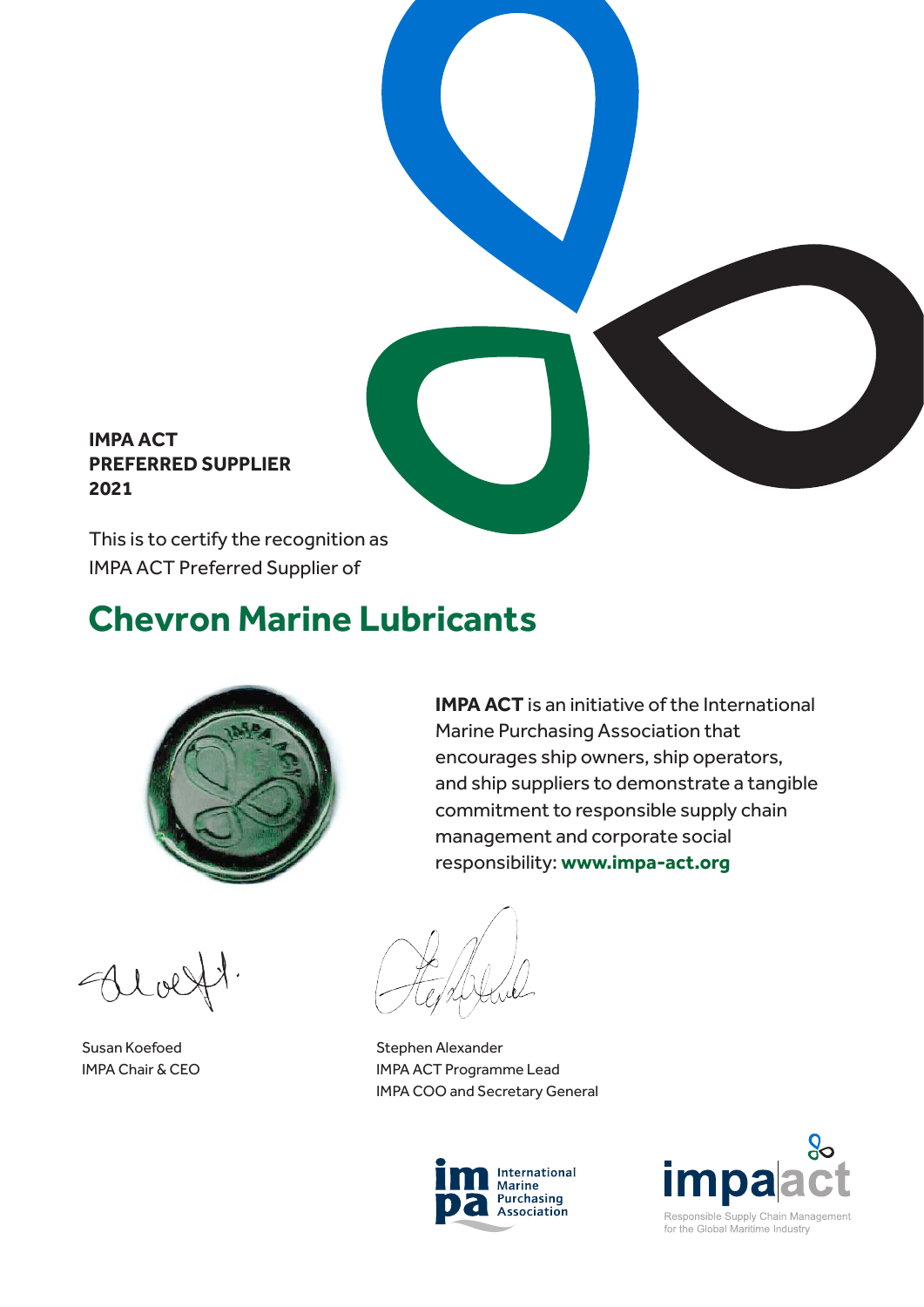**IMPA ACT**
**PREFERRED SUPPLIER**
**2021**

This is to certify the recognition as
IMPA ACT Preferred Supplier of

# Chevron Marine Lubricants

**IMPA ACT** is an initiative of the International Marine Purchasing Association that encourages ship owners, ship operators, and ship suppliers to demonstrate a tangible commitment to responsible supply chain management and corporate social responsibility: **www.impa-act.org**

Susan Koefoed
IMPA Chair & CEO

Stephen Alexander
IMPA ACT Programme Lead
IMPA COO and Secretary General

impa International Marine Purchasing Association

impa act
Responsible Supply Chain Management for the Global Maritime Industry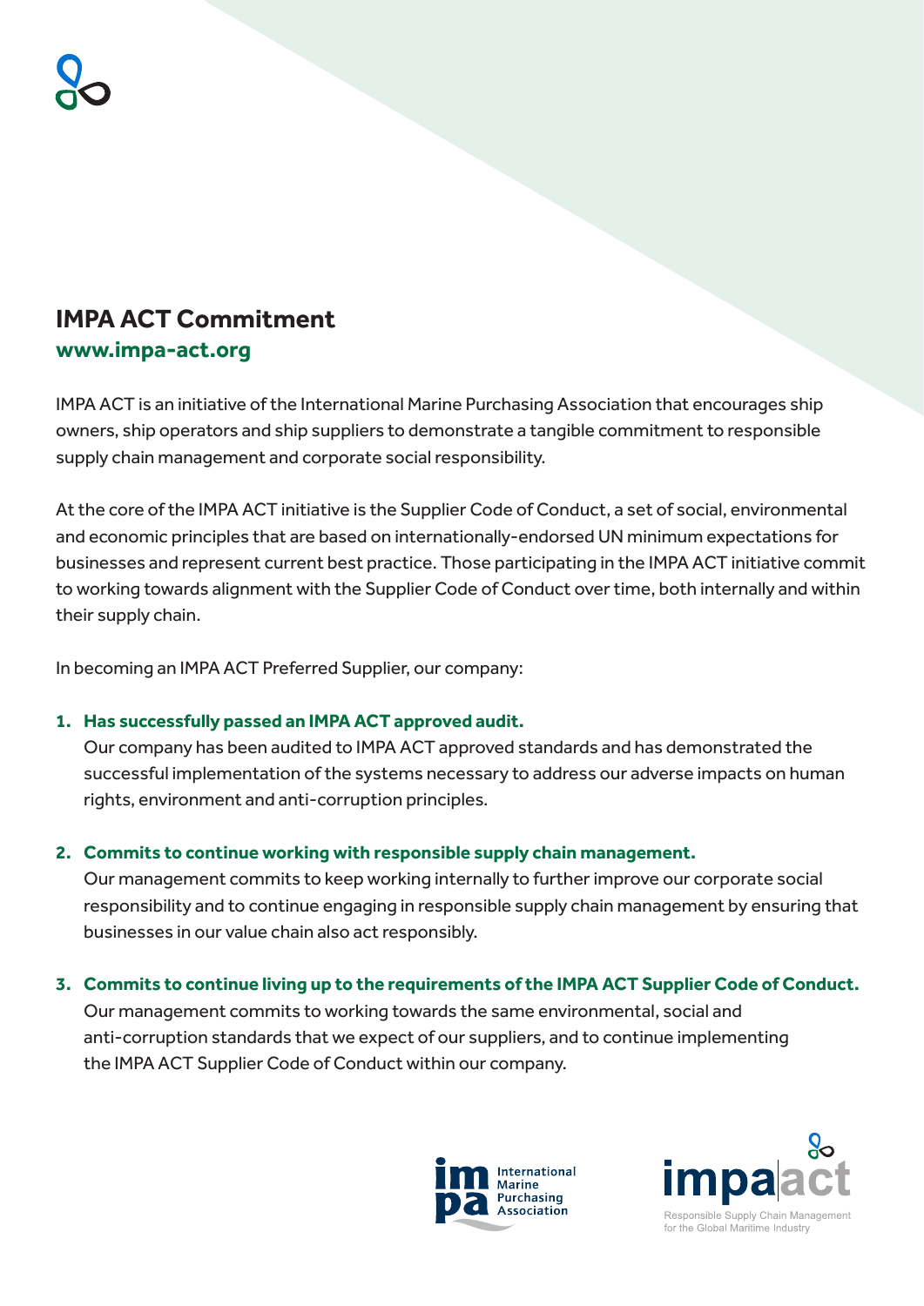## IMPA ACT Commitment

**www.impa-act.org**

IMPA ACT is an initiative of the International Marine Purchasing Association that encourages ship owners, ship operators and ship suppliers to demonstrate a tangible commitment to responsible supply chain management and corporate social responsibility.

At the core of the IMPA ACT initiative is the Supplier Code of Conduct, a set of social, environmental and economic principles that are based on internationally-endorsed UN minimum expectations for businesses and represent current best practice. Those participating in the IMPA ACT initiative commit to working towards alignment with the Supplier Code of Conduct over time, both internally and within their supply chain.

In becoming an IMPA ACT Preferred Supplier, our company:

1. **Has successfully passed an IMPA ACT approved audit.**
   Our company has been audited to IMPA ACT approved standards and has demonstrated the successful implementation of the systems necessary to address our adverse impacts on human rights, environment and anti-corruption principles.

2. **Commits to continue working with responsible supply chain management.**
   Our management commits to keep working internally to further improve our corporate social responsibility and to continue engaging in responsible supply chain management by ensuring that businesses in our value chain also act responsibly.

3. **Commits to continue living up to the requirements of the IMPA ACT Supplier Code of Conduct.**
   Our management commits to working towards the same environmental, social and anti-corruption standards that we expect of our suppliers, and to continue implementing the IMPA ACT Supplier Code of Conduct within our company.

impa International Marine Purchasing Association

impaact Responsible Supply Chain Management for the Global Maritime Industry